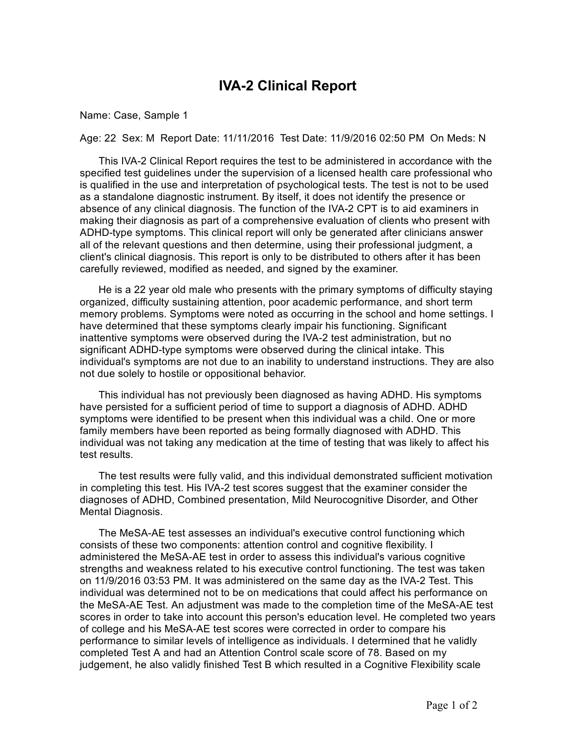# IVA-2 Clinical Report

Name: Case, Sample 1

Age: 22 Sex: M Report Date: 11/11/2016 Test Date: 11/9/2016 02:50 PM On Meds: N

This IVA-2 Clinical Report requires the test to be administered in accordance with the specified test guidelines under the supervision of a licensed health care professional who is qualified in the use and interpretation of psychological tests. The test is not to be used as a standalone diagnostic instrument. By itself, it does not identify the presence or absence of any clinical diagnosis. The function of the IVA-2 CPT is to aid examiners in making their diagnosis as part of a comprehensive evaluation of clients who present with ADHD-type symptoms. This clinical report will only be generated after clinicians answer all of the relevant questions and then determine, using their professional judgment, a client's clinical diagnosis. This report is only to be distributed to others after it has been carefully reviewed, modified as needed, and signed by the examiner.

He is a 22 year old male who presents with the primary symptoms of difficulty staying organized, difficulty sustaining attention, poor academic performance, and short term memory problems. Symptoms were noted as occurring in the school and home settings. I have determined that these symptoms clearly impair his functioning. Significant inattentive symptoms were observed during the IVA-2 test administration, but no significant ADHD-type symptoms were observed during the clinical intake. This individual's symptoms are not due to an inability to understand instructions. They are also not due solely to hostile or oppositional behavior.

This individual has not previously been diagnosed as having ADHD. His symptoms have persisted for a sufficient period of time to support a diagnosis of ADHD. ADHD symptoms were identified to be present when this individual was a child. One or more family members have been reported as being formally diagnosed with ADHD. This individual was not taking any medication at the time of testing that was likely to affect his test results.

The test results were fully valid, and this individual demonstrated sufficient motivation in completing this test. His IVA-2 test scores suggest that the examiner consider the diagnoses of ADHD, Combined presentation, Mild Neurocognitive Disorder, and Other Mental Diagnosis.

The MeSA-AE test assesses an individual's executive control functioning which consists of these two components: attention control and cognitive flexibility. I administered the MeSA-AE test in order to assess this individual's various cognitive strengths and weakness related to his executive control functioning. The test was taken on 11/9/2016 03:53 PM. It was administered on the same day as the IVA-2 Test. This individual was determined not to be on medications that could affect his performance on the MeSA-AE Test. An adjustment was made to the completion time of the MeSA-AE test scores in order to take into account this person's education level. He completed two years of college and his MeSA-AE test scores were corrected in order to compare his performance to similar levels of intelligence as individuals. I determined that he validly completed Test A and had an Attention Control scale score of 78. Based on my judgement, he also validly finished Test B which resulted in a Cognitive Flexibility scale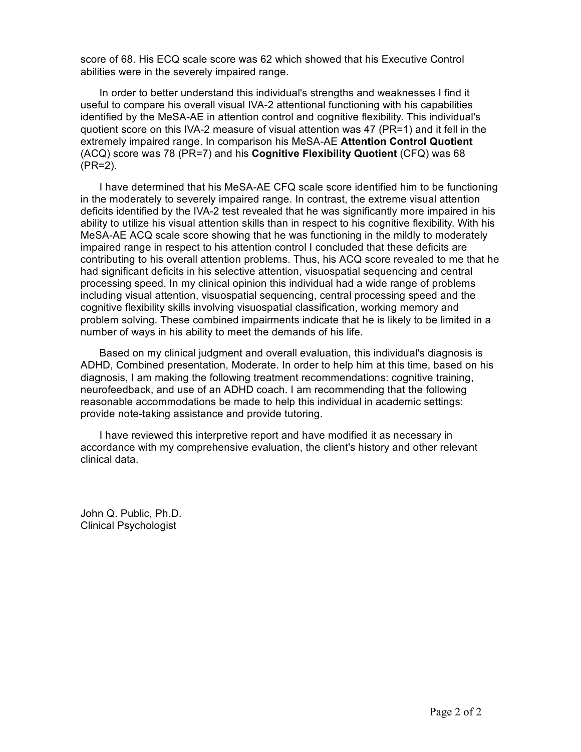score of 68. His ECQ scale score was 62 which showed that his Executive Control abilities were in the severely impaired range.

In order to better understand this individual's strengths and weaknesses I find it useful to compare his overall visual IVA-2 attentional functioning with his capabilities identified by the MeSA-AE in attention control and cognitive flexibility. This individual's quotient score on this IVA-2 measure of visual attention was 47 (PR=1) and it fell in the extremely impaired range. In comparison his MeSA-AE **Attention Control Quotient** (ACQ) score was 78 (PR=7) and his **Cognitive Flexibility Quotient** (CFQ) was 68 (PR=2).

I have determined that his MeSA-AE CFQ scale score identified him to be functioning in the moderately to severely impaired range. In contrast, the extreme visual attention deficits identified by the IVA-2 test revealed that he was significantly more impaired in his ability to utilize his visual attention skills than in respect to his cognitive flexibility. With his MeSA-AE ACQ scale score showing that he was functioning in the mildly to moderately impaired range in respect to his attention control I concluded that these deficits are contributing to his overall attention problems. Thus, his ACQ score revealed to me that he had significant deficits in his selective attention, visuospatial sequencing and central processing speed. In my clinical opinion this individual had a wide range of problems including visual attention, visuospatial sequencing, central processing speed and the cognitive flexibility skills involving visuospatial classification, working memory and problem solving. These combined impairments indicate that he is likely to be limited in a number of ways in his ability to meet the demands of his life.

Based on my clinical judgment and overall evaluation, this individual's diagnosis is ADHD, Combined presentation, Moderate. In order to help him at this time, based on his diagnosis, I am making the following treatment recommendations: cognitive training, neurofeedback, and use of an ADHD coach. I am recommending that the following reasonable accommodations be made to help this individual in academic settings: provide note-taking assistance and provide tutoring.

I have reviewed this interpretive report and have modified it as necessary in accordance with my comprehensive evaluation, the client's history and other relevant clinical data.

John Q. Public, Ph.D.
Clinical Psychologist